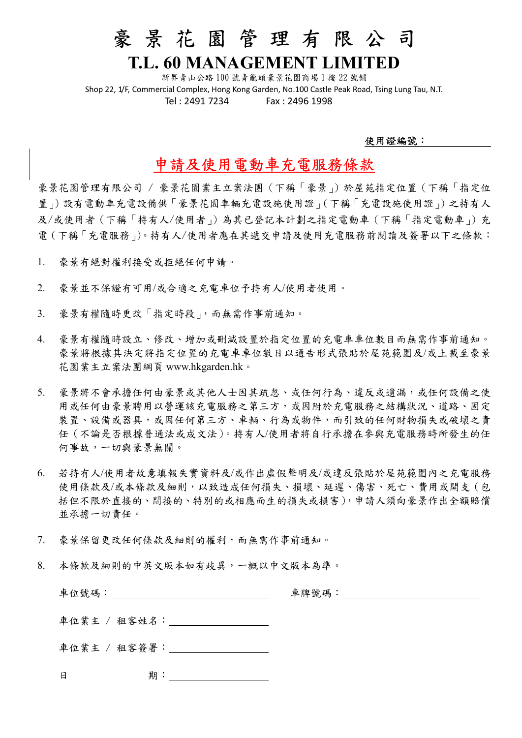# 豪 景 花 園 管 理 有 限 公 司

## T.L. 60 MANAGEMENT LIMITED

新界青山公路 100 號青龍頭豪景花園商場 1 樓 22 號鋪

Shop 22, 1/F, Commercial Complex, Hong Kong Garden, No.100 Castle Peak Road, Tsing Lung Tau, N.T.

Tel : 2491 7234　　　　Fax : 2496 1998

**使用證編號：**

## 申請及使用電動車充電服務條款

豪景花園管理有限公司 / 豪景花園業主立案法團（下稱「豪景」）於屋苑指定位置（下稱「指定位置」）設有電動車充電設備供「豪景花園車輛充電設施使用證」(下稱「充電設施使用證」）之持有人及/或使用者（下稱「持有人/使用者」）為其已登記本計劃之指定電動車（下稱「指定電動車」）充電（下稱「充電服務」)。持有人/使用者應在其遞交申請及使用充電服務前閱讀及簽署以下之條款：

1. 豪景有絕對權利接受或拒絕任何申請。
2. 豪景並不保證有可用/或合適之充電車位予持有人/使用者使用。
3. 豪景有權隨時更改「指定時段」，而無需作事前通知。
4. 豪景有權隨時設立、修改、增加或刪減設置於指定位置的充電車車位數目而無需作事前通知。豪景將根據其決定將指定位置的充電車車位數目以通告形式張貼於屋苑範圍及/或上載至豪景花園業主立案法團網頁 www.hkgarden.hk。
5. 豪景將不會承擔任何由豪景或其他人士因其疏忽、或任何行為、違反或遺漏，或任何設備之使用或任何由豪景聘用以營運該充電服務之第三方，或因附於充電服務之結構狀況、道路、固定裝置、設備或器具，或因任何第三方、車輛、行為或物件，而引致的任何財物損失或破壞之責任（不論是否根據普通法或成文法）。持有人/使用者將自行承擔在參與充電服務時所發生的任何事故，一切與豪景無關。
6. 若持有人/使用者故意填報失實資料及/或作出虛假聲明及/或違反張貼於屋苑範圍內之充電服務使用條款及/或本條款及細則，以致造成任何損失、損壞、延遲、傷害、死亡、費用或開支（包括但不限於直接的、間接的、特別的或相應而生的損失或損害），申請人須向豪景作出全額賠償並承擔一切責任。
7. 豪景保留更改任何條款及細則的權利，而無需作事前通知。
8. 本條款及細則的中英文版本如有歧異，一概以中文版本為準。

車位號碼：\_\_\_\_\_\_\_\_\_\_\_\_\_\_\_\_\_\_\_\_　　車牌號碼：\_\_\_\_\_\_\_\_\_\_\_\_\_\_\_\_\_\_\_\_

車位業主 / 租客姓名：\_\_\_\_\_\_\_\_\_\_\_\_\_\_\_\_\_\_\_\_

車位業主 / 租客簽署：\_\_\_\_\_\_\_\_\_\_\_\_\_\_\_\_\_\_\_\_

日　　　　期：\_\_\_\_\_\_\_\_\_\_\_\_\_\_\_\_\_\_\_\_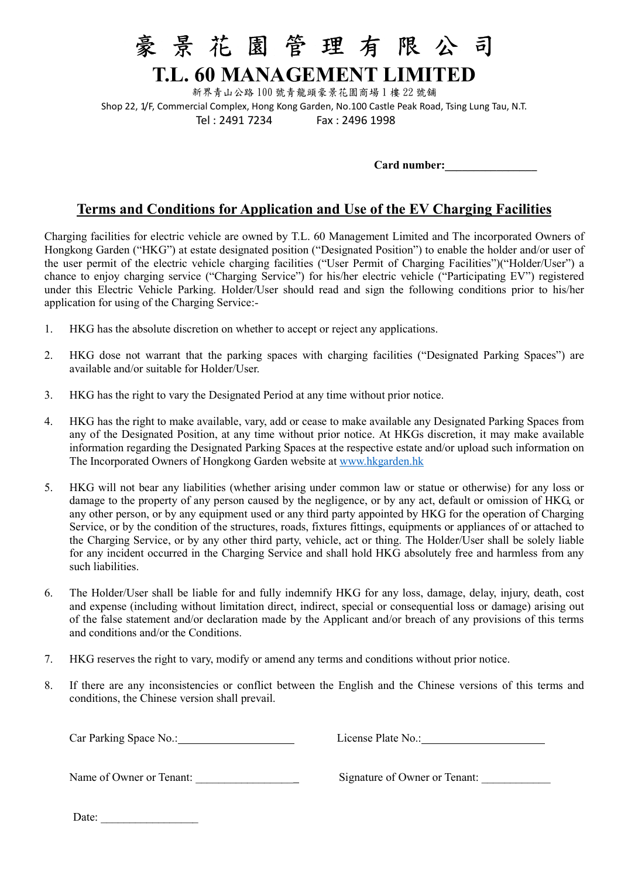# 豪 景 花 園 管 理 有 限 公 司

# T.L. 60 MANAGEMENT LIMITED

新界青山公路 100 號青龍頭豪景花園商場 1 樓 22 號鋪

Shop 22, 1/F, Commercial Complex, Hong Kong Garden, No.100 Castle Peak Road, Tsing Lung Tau, N.T.

Tel : 2491 7234 Fax : 2496 1998

**Card number:________________**

## Terms and Conditions for Application and Use of the EV Charging Facilities

Charging facilities for electric vehicle are owned by T.L. 60 Management Limited and The incorporated Owners of Hongkong Garden ("HKG") at estate designated position ("Designated Position") to enable the holder and/or user of the user permit of the electric vehicle charging facilities ("User Permit of Charging Facilities")("Holder/User") a chance to enjoy charging service ("Charging Service") for his/her electric vehicle ("Participating EV") registered under this Electric Vehicle Parking. Holder/User should read and sign the following conditions prior to his/her application for using of the Charging Service:-

1. HKG has the absolute discretion on whether to accept or reject any applications.

2. HKG dose not warrant that the parking spaces with charging facilities ("Designated Parking Spaces") are available and/or suitable for Holder/User.

3. HKG has the right to vary the Designated Period at any time without prior notice.

4. HKG has the right to make available, vary, add or cease to make available any Designated Parking Spaces from any of the Designated Position, at any time without prior notice. At HKGs discretion, it may make available information regarding the Designated Parking Spaces at the respective estate and/or upload such information on The Incorporated Owners of Hongkong Garden website at www.hkgarden.hk

5. HKG will not bear any liabilities (whether arising under common law or statue or otherwise) for any loss or damage to the property of any person caused by the negligence, or by any act, default or omission of HKG, or any other person, or by any equipment used or any third party appointed by HKG for the operation of Charging Service, or by the condition of the structures, roads, fixtures fittings, equipments or appliances of or attached to the Charging Service, or by any other third party, vehicle, act or thing. The Holder/User shall be solely liable for any incident occurred in the Charging Service and shall hold HKG absolutely free and harmless from any such liabilities.

6. The Holder/User shall be liable for and fully indemnify HKG for any loss, damage, delay, injury, death, cost and expense (including without limitation direct, indirect, special or consequential loss or damage) arising out of the false statement and/or declaration made by the Applicant and/or breach of any provisions of this terms and conditions and/or the Conditions.

7. HKG reserves the right to vary, modify or amend any terms and conditions without prior notice.

8. If there are any inconsistencies or conflict between the English and the Chinese versions of this terms and conditions, the Chinese version shall prevail.

Car Parking Space No.:____________________ License Plate No.:_____________________

Name of Owner or Tenant: _________________ Signature of Owner or Tenant: ____________

Date: _________________